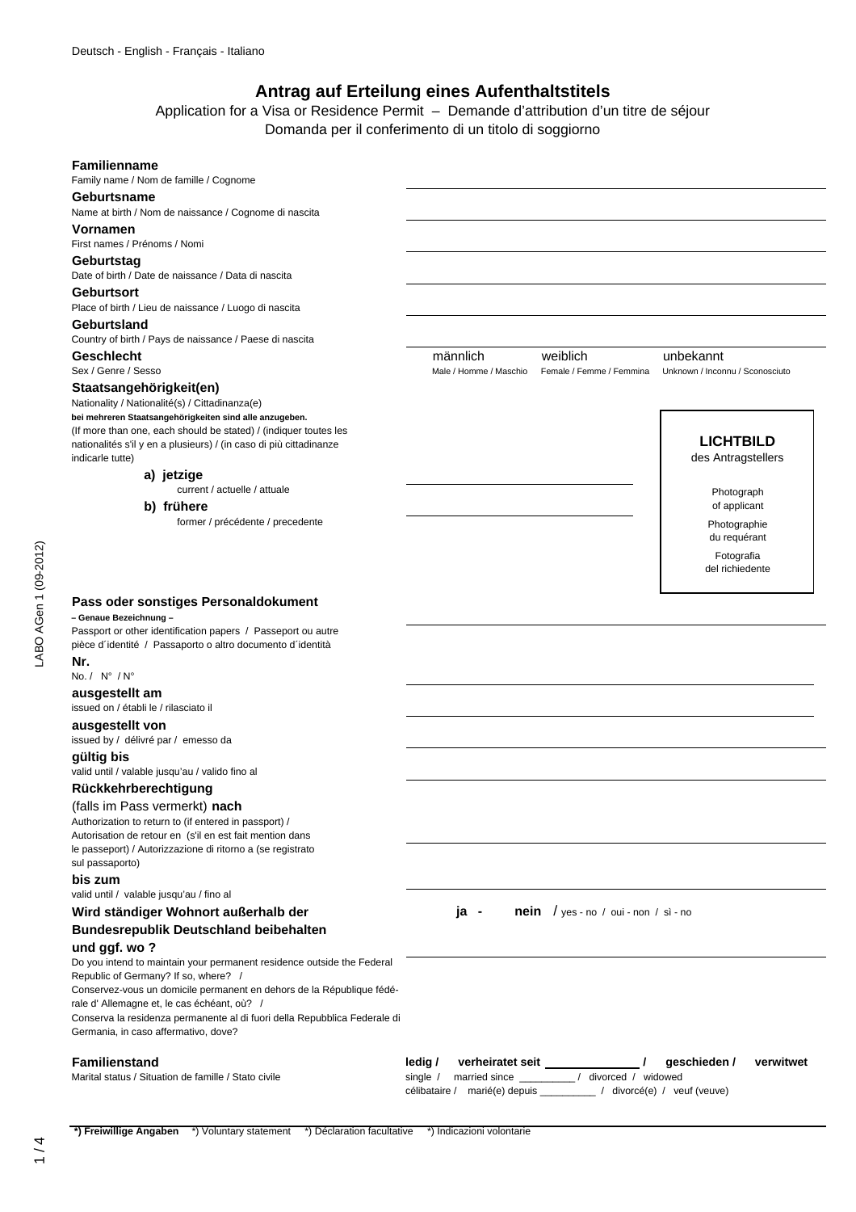Deutsch - English - Français - Italiano

# Antrag auf Erteilung eines Aufenthaltstitels

Application for a Visa or Residence Permit – Demande d'attribution d'un titre de séjour
Domanda per il conferimento di un titolo di soggiorno

**Familienname**
Family name / Nom de famille / Cognome

**Geburtsname**
Name at birth / Nom de naissance / Cognome di nascita

**Vornamen**
First names / Prénoms / Nomi

**Geburtstag**
Date of birth / Date de naissance / Data di nascita

**Geburtsort**
Place of birth / Lieu de naissance / Luogo di nascita

**Geburtsland**
Country of birth / Pays de naissance / Paese di nascita

**Geschlecht**
Sex / Genre / Sesso

männlich — Male / Homme / Maschio
weiblich — Female / Femme / Femmina
unbekannt — Unknown / Inconnu / Sconosciuto

**Staatsangehörigkeit(en)**
Nationality / Nationalité(s) / Cittadinanza(e)
**bei mehreren Staatsangehörigkeiten sind alle anzugeben.**
(If more than one, each should be stated) / (indiquer toutes les nationalités s'il y en a plusieurs) / (in caso di più cittadinanze indicarle tutte)

**a) jetzige**
current / actuelle / attuale

**b) frühere**
former / précédente / precedente

**LICHTBILD**
des Antragstellers

Photograph of applicant

Photographie du requérant

Fotografia del richiedente

**Pass oder sonstiges Personaldokument**
**– Genaue Bezeichnung –**
Passport or other identification papers / Passeport ou autre pièce d´identité / Passaporto o altro documento d´identità

**Nr.**
No. / N° / N°

**ausgestellt am**
issued on / établi le / rilasciato il

**ausgestellt von**
issued by / délivré par / emesso da

**gültig bis**
valid until / valable jusqu'au / valido fino al

**Rückkehrberechtigung**
(falls im Pass vermerkt) **nach**
Authorization to return to (if entered in passport) / Autorisation de retour en (s'il en est fait mention dans le passeport) / Autorizzazione di ritorno a (se registrato sul passaporto)

**bis zum**
valid until / valable jusqu'au / fino al

**Wird ständiger Wohnort außerhalb der Bundesrepublik Deutschland beibehalten und ggf. wo ?**
Do you intend to maintain your permanent residence outside the Federal Republic of Germany? If so, where? /
Conservez-vous un domicile permanent en dehors de la République fédérale d' Allemagne et, le cas échéant, où? /
Conserva la residenza permanente al di fuori della Repubblica Federale di Germania, in caso affermativo, dove?

**ja - nein** / yes - no / oui - non / sì - no

**Familienstand**
Marital status / Situation de famille / Stato civile

**ledig / verheiratet seit ______________ / geschieden / verwitwet**
single / married since _________ / divorced / widowed
célibataire / marié(e) depuis _________ / divorcé(e) / veuf (veuve)

**\*) Freiwillige Angaben** \*) Voluntary statement \*) Déclaration facultative \*) Indicazioni volontarie

LABO AGen 1 (09-2012)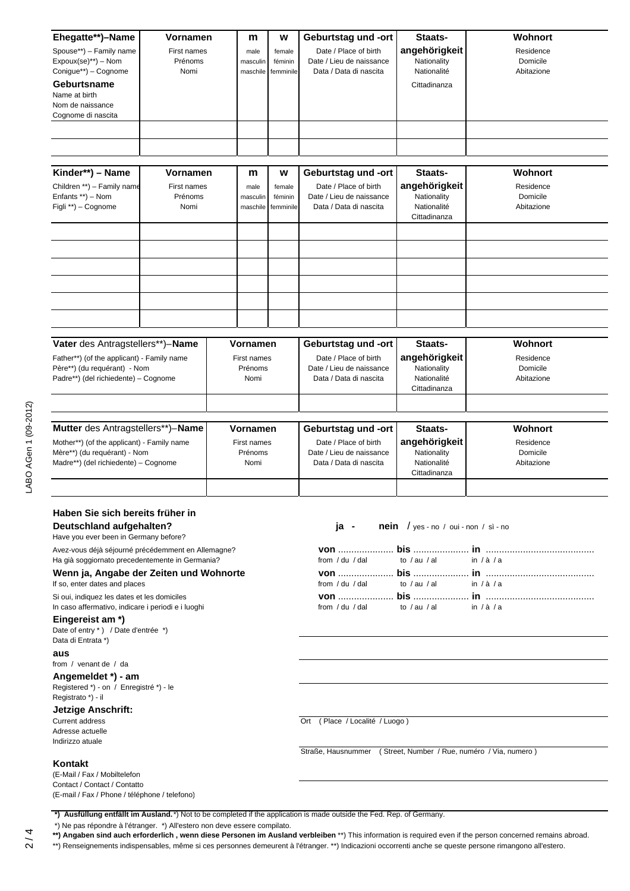| **Ehegatte\*\*)–Name**<br>Spouse\*\*) – Family name<br>Expoux(se)\*\*) – Nom<br>Conigue\*\*) – Cognome<br>**Geburtsname**<br>Name at birth<br>Nom de naissance<br>Cognome di nascita | **Vornamen**<br>First names<br>Prénoms<br>Nomi | **m**<br>male<br>masculin<br>maschile | **w**<br>female<br>féminin<br>femminile | **Geburtstag und -ort**<br>Date / Place of birth<br>Date / Lieu de naissance<br>Data / Data di nascita | **Staats-angehörigkeit**<br>Nationality<br>Nationalité<br>Cittadinanza | **Wohnort**<br>Residence<br>Domicile<br>Abitazione |
|---|---|---|---|---|---|---|
| | | | | | | |
| | | | | | | |

| **Kinder\*\*) – Name**<br>Children \*\*) – Family name<br>Enfants \*\*) – Nom<br>Figli \*\*) – Cognome | **Vornamen**<br>First names<br>Prénoms<br>Nomi | **m**<br>male<br>masculin<br>maschile | **w**<br>female<br>féminin<br>femminile | **Geburtstag und -ort**<br>Date / Place of birth<br>Date / Lieu de naissance<br>Data / Data di nascita | **Staats-angehörigkeit**<br>Nationality<br>Nationalité<br>Cittadinanza | **Wohnort**<br>Residence<br>Domicile<br>Abitazione |
|---|---|---|---|---|---|---|
| | | | | | | |
| | | | | | | |
| | | | | | | |
| | | | | | | |
| | | | | | | |
| | | | | | | |

| **Vater** des Antragstellers\*\*)–**Name**<br>Father\*\*) (of the applicant) - Family name<br>Père\*\*) (du requérant) - Nom<br>Padre\*\*) (del richiedente) – Cognome | **Vornamen**<br>First names<br>Prénoms<br>Nomi | **Geburtstag und -ort**<br>Date / Place of birth<br>Date / Lieu de naissance<br>Data / Data di nascita | **Staats-angehörigkeit**<br>Nationality<br>Nationalité<br>Cittadinanza | **Wohnort**<br>Residence<br>Domicile<br>Abitazione |
|---|---|---|---|---|
| | | | | |

| **Mutter** des Antragstellers\*\*)–**Name**<br>Mother\*\*) (of the applicant) - Family name<br>Mère\*\*) (du requérant) - Nom<br>Madre\*\*) (del richiedente) – Cognome | **Vornamen**<br>First names<br>Prénoms<br>Nomi | **Geburtstag und -ort**<br>Date / Place of birth<br>Date / Lieu de naissance<br>Data / Data di nascita | **Staats-angehörigkeit**<br>Nationality<br>Nationalité<br>Cittadinanza | **Wohnort**<br>Residence<br>Domicile<br>Abitazione |
|---|---|---|---|---|
| | | | | |

**Haben Sie sich bereits früher in Deutschland aufgehalten?**
Have you ever been in Germany before?
Avez-vous déjà séjourné précédemment en Allemagne?
Ha già soggiornato precedentemente in Germania?

**ja - nein** / yes - no / oui - non / sì - no

**Wenn ja, Angabe der Zeiten und Wohnorte**
If so, enter dates and places
Si oui, indiquez les dates et les domiciles
In caso affermativo, indicare i periodi e i luoghi

**von** .................... **bis** .................... **in** ........................................
from / du / dal to / au / al in / à / a

**von** .................... **bis** .................... **in** ........................................
from / du / dal to / au / al in / à / a

**von** .................... **bis** .................... **in** ........................................
from / du / dal to / au / al in / à / a

**Eingereist am \*)**
Date of entry \* ) / Date d'entrée \*)
Data di Entrata \*)

**aus**
from / venant de / da

**Angemeldet \*) - am**
Registered \*) - on / Enregistré \*) - le
Registrato \*) - il

**Jetzige Anschrift:**
Current address
Adresse actuelle
Indirizzo atuale

Ort ( Place / Localité / Luogo )

Straße, Hausnummer ( Street, Number / Rue, numéro / Via, numero )

**Kontakt**
(E-Mail / Fax / Mobiltelefon
Contact / Contact / Contatto
(E-mail / Fax / Phone / téléphone / telefono)

**\*) Ausfüllung entfällt im Ausland.** \*) Not to be completed if the application is made outside the Fed. Rep. of Germany.
\*) Ne pas répondre à l'étranger. \*) All'estero non deve essere compilato.
**\*\*) Angaben sind auch erforderlich , wenn diese Personen im Ausland verbleiben** \*\*) This information is required even if the person concerned remains abroad.
\*\*) Renseignements indispensables, même si ces personnes demeurent à l'étranger. \*\*) Indicazioni occorrenti anche se queste persone rimangono all'estero.

LABO AGen 1 (09-2012)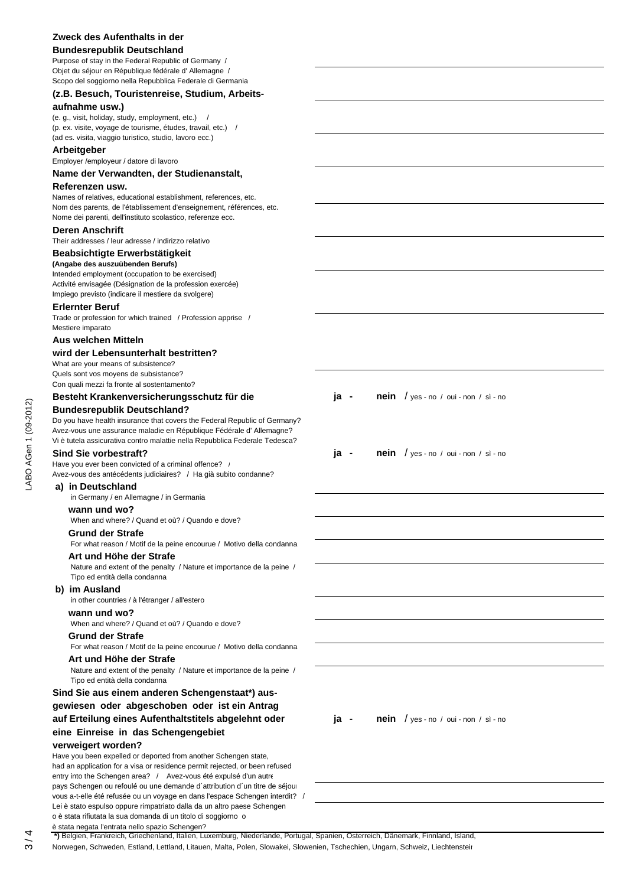**Zweck des Aufenthalts in der Bundesrepublik Deutschland**
Purpose of stay in the Federal Republic of Germany / Objet du séjour en République fédérale d' Allemagne / Scopo del soggiorno nella Repubblica Federale di Germania

**(z.B. Besuch, Touristenreise, Studium, Arbeitsaufnahme usw.)**
(e. g., visit, holiday, study, employment, etc.) / (p. ex. visite, voyage de tourisme, études, travail, etc.) / (ad es. visita, viaggio turistico, studio, lavoro ecc.)

**Arbeitgeber**
Employer /employeur / datore di lavoro

**Name der Verwandten, der Studienanstalt, Referenzen usw.**
Names of relatives, educational establishment, references, etc.
Nom des parents, de l'établissement d'enseignement, références, etc.
Nome dei parenti, dell'instituto scolastico, referenze ecc.

**Deren Anschrift**
Their addresses / leur adresse / indirizzo relativo

**Beabsichtigte Erwerbstätigkeit**
**(Angabe des auszuübenden Berufs)**
Intended employment (occupation to be exercised)
Activité envisagée (Désignation de la profession exercée)
Impiego previsto (indicare il mestiere da svolgere)

**Erlernter Beruf**
Trade or profession for which trained / Profession apprise / Mestiere imparato

**Aus welchen Mitteln wird der Lebensunterhalt bestritten?**
What are your means of subsistence?
Quels sont vos moyens de subsistance?
Con quali mezzi fa fronte al sostentamento?

**Besteht Krankenversicherungsschutz für die Bundesrepublik Deutschland?** — **ja - nein** / yes - no / oui - non / sì - no
Do you have health insurance that covers the Federal Republic of Germany?
Avez-vous une assurance maladie en République Fédérale d' Allemagne?
Vi è tutela assicurativa contro malattie nella Repubblica Federale Tedesca?

**Sind Sie vorbestraft?** — **ja - nein** / yes - no / oui - non / sì - no
Have you ever been convicted of a criminal offence? /
Avez-vous des antécédents judiciaires? / Ha già subito condanne?

**a) in Deutschland**
in Germany / en Allemagne / in Germania

**wann und wo?**
When and where? / Quand et où? / Quando e dove?

**Grund der Strafe**
For what reason / Motif de la peine encourue / Motivo della condanna

**Art und Höhe der Strafe**
Nature and extent of the penalty / Nature et importance de la peine / Tipo ed entità della condanna

**b) im Ausland**
in other countries / à l'étranger / all'estero

**wann und wo?**
When and where? / Quand et où? / Quando e dove?

**Grund der Strafe**
For what reason / Motif de la peine encourue / Motivo della condanna

**Art und Höhe der Strafe**
Nature and extent of the penalty / Nature et importance de la peine / Tipo ed entità della condanna

**Sind Sie aus einem anderen Schengenstaat*) ausgewiesen oder abgeschoben oder ist ein Antrag auf Erteilung eines Aufenthaltstitels abgelehnt oder eine Einreise in das Schengengebiet verweigert worden?** — **ja - nein** / yes - no / oui - non / sì - no
Have you been expelled or deported from another Schengen state, had an application for a visa or residence permit rejected, or been refused entry into the Schengen area? / Avez-vous été expulsé d'un autre pays Schengen ou refoulé ou une demande d´attribution d´un titre de séjour vous a-t-elle été refusée ou un voyage en dans l'espace Schengen interdit? / Lei è stato espulso oppure rimpatriato dalla da un altro paese Schengen o è stata rifiutata la sua domanda di un titolo di soggiorno o è stata negata l'entrata nello spazio Schengen?

**\*)** Belgien, Frankreich, Griechenland, Italien, Luxemburg, Niederlande, Portugal, Spanien, Österreich, Dänemark, Finnland, Island, Norwegen, Schweden, Estland, Lettland, Litauen, Malta, Polen, Slowakei, Slowenien, Tschechien, Ungarn, Schweiz, Liechtenstein

LABO AGen 1 (09-2012)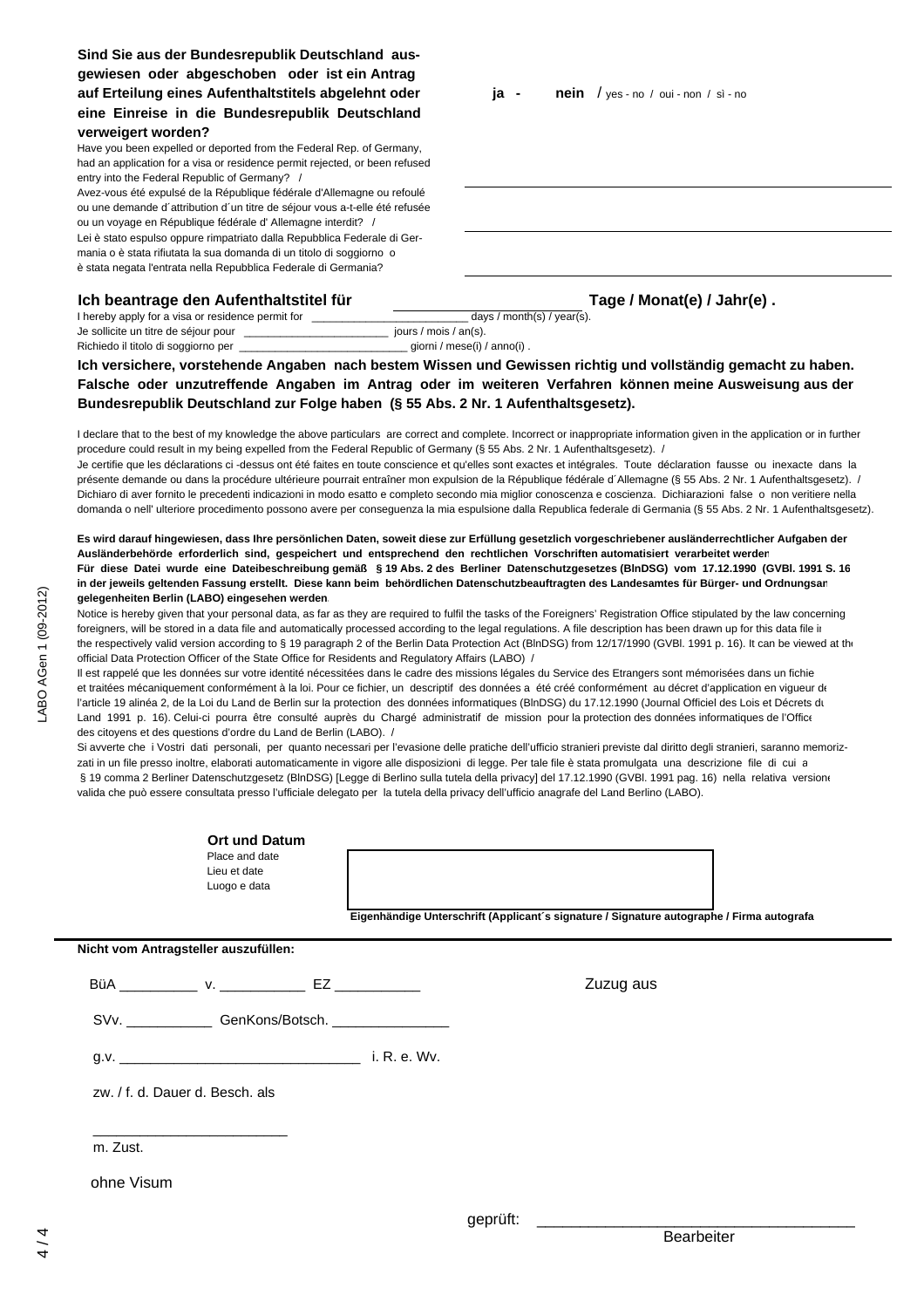**Sind Sie aus der Bundesrepublik Deutschland ausgewiesen oder abgeschoben oder ist ein Antrag auf Erteilung eines Aufenthaltstitels abgelehnt oder eine Einreise in die Bundesrepublik Deutschland verweigert worden?**

**ja - nein** / yes - no / oui - non / sì - no

Have you been expelled or deported from the Federal Rep. of Germany, had an application for a visa or residence permit rejected, or been refused entry into the Federal Republic of Germany? /
Avez-vous été expulsé de la République fédérale d'Allemagne ou refoulé ou une demande d´attribution d´un titre de séjour vous a-t-elle été refusée ou un voyage en République fédérale d' Allemagne interdit? /
Lei è stato espulso oppure rimpatriato dalla Repubblica Federale di Germania o è stata rifiutata la sua domanda di un titolo di soggiorno o è stata negata l'entrata nella Repubblica Federale di Germania?

______________________________

______________________________

______________________________

**Ich beantrage den Aufenthaltstitel für ________________ Tage / Monat(e) / Jahr(e) .**

I hereby apply for a visa or residence permit for ________________ days / month(s) / year(s).
Je sollicite un titre de séjour pour ________________ jours / mois / an(s).
Richiedo il titolo di soggiorno per ________________ giorni / mese(i) / anno(i) .

**Ich versichere, vorstehende Angaben nach bestem Wissen und Gewissen richtig und vollständig gemacht zu haben. Falsche oder unzutreffende Angaben im Antrag oder im weiteren Verfahren können meine Ausweisung aus der Bundesrepublik Deutschland zur Folge haben (§ 55 Abs. 2 Nr. 1 Aufenthaltsgesetz).**

I declare that to the best of my knowledge the above particulars are correct and complete. Incorrect or inappropriate information given in the application or in further procedure could result in my being expelled from the Federal Republic of Germany (§ 55 Abs. 2 Nr. 1 Aufenthaltsgesetz). /
Je certifie que les déclarations ci -dessus ont été faites en toute conscience et qu'elles sont exactes et intégrales. Toute déclaration fausse ou inexacte dans la présente demande ou dans la procédure ultérieure pourrait entraîner mon expulsion de la République fédérale d´Allemagne (§ 55 Abs. 2 Nr. 1 Aufenthaltsgesetz). /
Dichiaro di aver fornito le precedenti indicazioni in modo esatto e completo secondo mia miglior conoscenza e coscienza. Dichiarazioni false o non veritiere nella domanda o nell' ulteriore procedimento possono avere per conseguenza la mia espulsione dalla Republica federale di Germania (§ 55 Abs. 2 Nr. 1 Aufenthaltsgesetz).

**Es wird darauf hingewiesen, dass Ihre persönlichen Daten, soweit diese zur Erfüllung gesetzlich vorgeschriebener ausländerrechtlicher Aufgaben der Ausländerbehörde erforderlich sind, gespeichert und entsprechend den rechtlichen Vorschriften automatisiert verarbeitet werden. Für diese Datei wurde eine Dateibeschreibung gemäß § 19 Abs. 2 des Berliner Datenschutzgesetzes (BlnDSG) vom 17.12.1990 (GVBl. 1991 S. 16) in der jeweils geltenden Fassung erstellt. Diese kann beim behördlichen Datenschutzbeauftragten des Landesamtes für Bürger- und Ordnungsangelegenheiten Berlin (LABO) eingesehen werden.**

Notice is hereby given that your personal data, as far as they are required to fulfil the tasks of the Foreigners' Registration Office stipulated by the law concerning foreigners, will be stored in a data file and automatically processed according to the legal regulations. A file description has been drawn up for this data file in the respectively valid version according to § 19 paragraph 2 of the Berlin Data Protection Act (BlnDSG) from 12/17/1990 (GVBl. 1991 p. 16). It can be viewed at the official Data Protection Officer of the State Office for Residents and Regulatory Affairs (LABO) /
Il est rappelé que les données sur votre identité nécessitées dans le cadre des missions légales du Service des Etrangers sont mémorisées dans un fichier et traitées mécaniquement conformément à la loi. Pour ce fichier, un descriptif des données a été créé conformément au décret d'application en vigueur de l'article 19 alinéa 2, de la Loi du Land de Berlin sur la protection des données informatiques (BlnDSG) du 17.12.1990 (Journal Officiel des Lois et Décrets du Land 1991 p. 16). Celui-ci pourra être consulté auprès du Chargé administratif de mission pour la protection des données informatiques de l'Office des citoyens et des questions d'ordre du Land de Berlin (LABO). /
Si avverte che i Vostri dati personali, per quanto necessari per l'evasione delle pratiche dell'ufficio stranieri previste dal diritto degli stranieri, saranno memorizzati in un file presso inoltre, elaborati automaticamente in vigore alle disposizioni di legge. Per tale file è stata promulgata una descrizione file di cui a § 19 comma 2 Berliner Datenschutzgesetz (BlnDSG) [Legge di Berlino sulla tutela della privacy] del 17.12.1990 (GVBl. 1991 pag. 16) nella relativa versione valida che può essere consultata presso l'ufficiale delegato per la tutela della privacy dell'ufficio anagrafe del Land Berlino (LABO).

**Ort und Datum**
Place and date
Lieu et date
Luogo e data

**Eigenhändige Unterschrift (Applicant´s signature / Signature autographe / Firma autografa**

---

**Nicht vom Antragsteller auszufüllen:**

BüA __________ v. ___________ EZ ___________

Zuzug aus

SVv. ___________ GenKons/Botsch. _______________

g.v. _______________________________ i. R. e. Wv.

zw. / f. d. Dauer d. Besch. als

_________________________
m. Zust.

ohne Visum

geprüft: _____________________________________
Bearbeiter

LABO AGen 1 (09-2012)